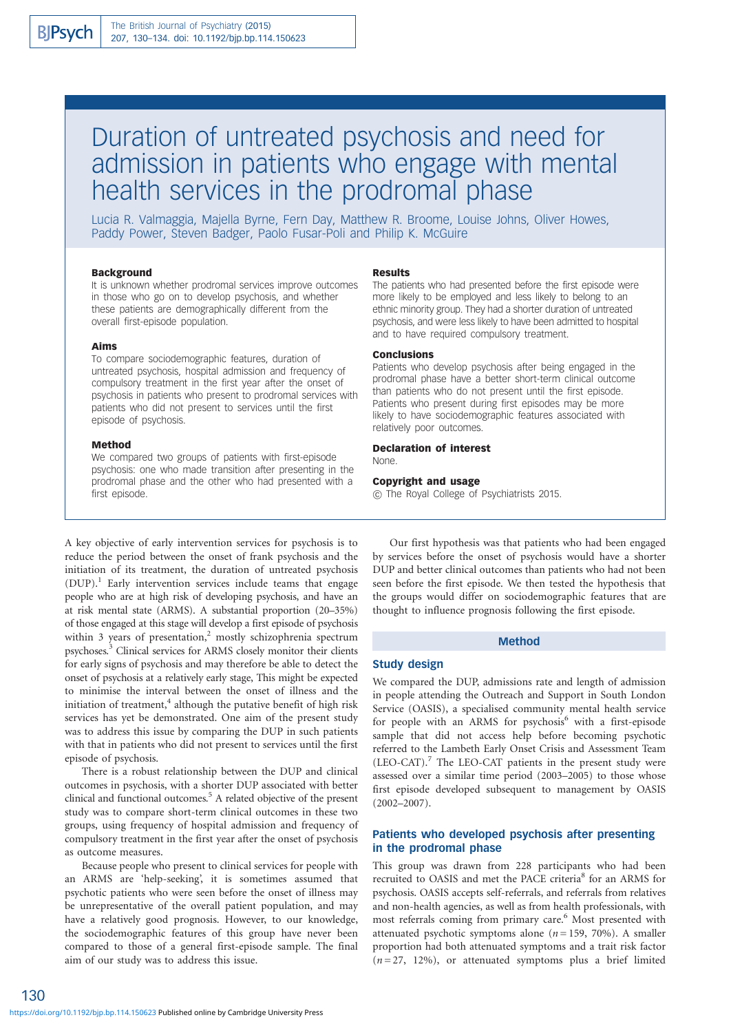# Duration of untreated psychosis and need for admission in patients who engage with mental health services in the prodromal phase

Lucia R. Valmaggia, Majella Byrne, Fern Day, Matthew R. Broome, Louise Johns, Oliver Howes, Paddy Power, Steven Badger, Paolo Fusar-Poli and Philip K. McGuire

### Background

It is unknown whether prodromal services improve outcomes in those who go on to develop psychosis, and whether these patients are demographically different from the overall first-episode population.

### Aims

To compare sociodemographic features, duration of untreated psychosis, hospital admission and frequency of compulsory treatment in the first year after the onset of psychosis in patients who present to prodromal services with patients who did not present to services until the first episode of psychosis.

### Method

We compared two groups of patients with first-episode psychosis: one who made transition after presenting in the prodromal phase and the other who had presented with a first episode.

### Results

The patients who had presented before the first episode were more likely to be employed and less likely to belong to an ethnic minority group. They had a shorter duration of untreated psychosis, and were less likely to have been admitted to hospital and to have required compulsory treatment.

### Conclusions

Patients who develop psychosis after being engaged in the prodromal phase have a better short-term clinical outcome than patients who do not present until the first episode. Patients who present during first episodes may be more likely to have sociodemographic features associated with relatively poor outcomes.

### Declaration of interest

None.

### Copyright and usage

© The Royal College of Psychiatrists 2015.

A key objective of early intervention services for psychosis is to reduce the period between the onset of frank psychosis and the initiation of its treatment, the duration of untreated psychosis (DUP).[1] Early intervention services include teams that engage people who are at high risk of developing psychosis, and have an at risk mental state (ARMS). A substantial proportion (20–35%) of those engaged at this stage will develop a first episode of psychosis within 3 years of presentation,[2] mostly schizophrenia spectrum psychoses.[3] Clinical services for ARMS closely monitor their clients for early signs of psychosis and may therefore be able to detect the onset of psychosis at a relatively early stage, This might be expected to minimise the interval between the onset of illness and the initiation of treatment,[4] although the putative benefit of high risk services has yet be demonstrated. One aim of the present study was to address this issue by comparing the DUP in such patients with that in patients who did not present to services until the first episode of psychosis.

There is a robust relationship between the DUP and clinical outcomes in psychosis, with a shorter DUP associated with better clinical and functional outcomes.[5] A related objective of the present study was to compare short-term clinical outcomes in these two groups, using frequency of hospital admission and frequency of compulsory treatment in the first year after the onset of psychosis as outcome measures.

Because people who present to clinical services for people with an ARMS are 'help-seeking', it is sometimes assumed that psychotic patients who were seen before the onset of illness may be unrepresentative of the overall patient population, and may have a relatively good prognosis. However, to our knowledge, the sociodemographic features of this group have never been compared to those of a general first-episode sample. The final aim of our study was to address this issue.

Our first hypothesis was that patients who had been engaged by services before the onset of psychosis would have a shorter DUP and better clinical outcomes than patients who had not been seen before the first episode. We then tested the hypothesis that the groups would differ on sociodemographic features that are thought to influence prognosis following the first episode.

## Method

### Study design

We compared the DUP, admissions rate and length of admission in people attending the Outreach and Support in South London Service (OASIS), a specialised community mental health service for people with an ARMS for psychosis[6] with a first-episode sample that did not access help before becoming psychotic referred to the Lambeth Early Onset Crisis and Assessment Team (LEO-CAT).[7] The LEO-CAT patients in the present study were assessed over a similar time period (2003–2005) to those whose first episode developed subsequent to management by OASIS (2002–2007).

### Patients who developed psychosis after presenting in the prodromal phase

This group was drawn from 228 participants who had been recruited to OASIS and met the PACE criteria[8] for an ARMS for psychosis. OASIS accepts self-referrals, and referrals from relatives and non-health agencies, as well as from health professionals, with most referrals coming from primary care.[6] Most presented with attenuated psychotic symptoms alone ($n = 159$, 70%). A smaller proportion had both attenuated symptoms and a trait risk factor ($n = 27$, 12%), or attenuated symptoms plus a brief limited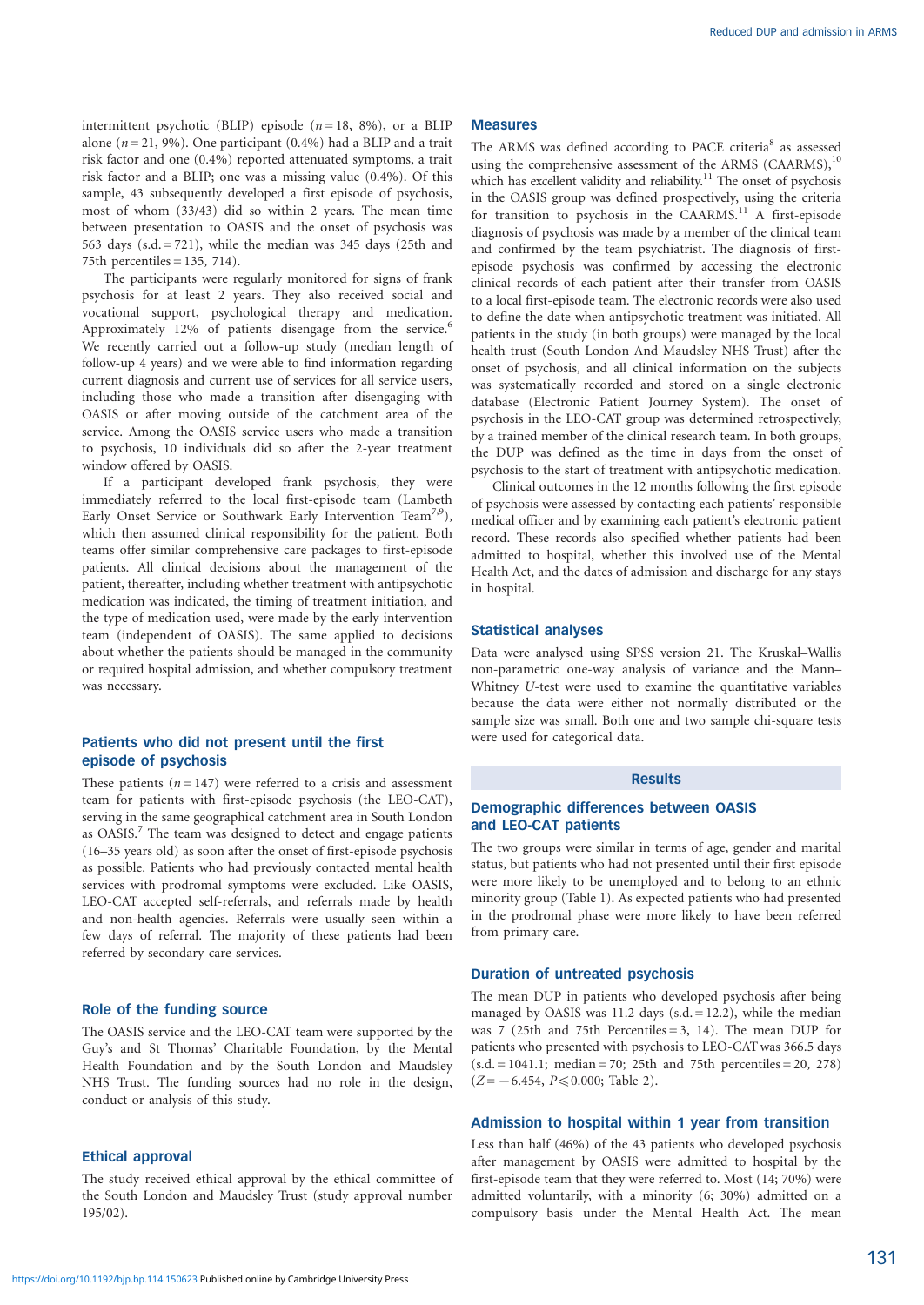intermittent psychotic (BLIP) episode ($n = 18$, 8%), or a BLIP alone ($n = 21$, 9%). One participant (0.4%) had a BLIP and a trait risk factor and one (0.4%) reported attenuated symptoms, a trait risk factor and a BLIP; one was a missing value (0.4%). Of this sample, 43 subsequently developed a first episode of psychosis, most of whom (33/43) did so within 2 years. The mean time between presentation to OASIS and the onset of psychosis was 563 days (s.d. = 721), while the median was 345 days (25th and 75th percentiles = 135, 714).

The participants were regularly monitored for signs of frank psychosis for at least 2 years. They also received social and vocational support, psychological therapy and medication. Approximately 12% of patients disengage from the service.[6] We recently carried out a follow-up study (median length of follow-up 4 years) and we were able to find information regarding current diagnosis and current use of services for all service users, including those who made a transition after disengaging with OASIS or after moving outside of the catchment area of the service. Among the OASIS service users who made a transition to psychosis, 10 individuals did so after the 2-year treatment window offered by OASIS.

If a participant developed frank psychosis, they were immediately referred to the local first-episode team (Lambeth Early Onset Service or Southwark Early Intervention Team[7,9]), which then assumed clinical responsibility for the patient. Both teams offer similar comprehensive care packages to first-episode patients. All clinical decisions about the management of the patient, thereafter, including whether treatment with antipsychotic medication was indicated, the timing of treatment initiation, and the type of medication used, were made by the early intervention team (independent of OASIS). The same applied to decisions about whether the patients should be managed in the community or required hospital admission, and whether compulsory treatment was necessary.

## Patients who did not present until the first episode of psychosis

These patients ($n = 147$) were referred to a crisis and assessment team for patients with first-episode psychosis (the LEO-CAT), serving in the same geographical catchment area in South London as OASIS.[7] The team was designed to detect and engage patients (16–35 years old) as soon after the onset of first-episode psychosis as possible. Patients who had previously contacted mental health services with prodromal symptoms were excluded. Like OASIS, LEO-CAT accepted self-referrals, and referrals made by health and non-health agencies. Referrals were usually seen within a few days of referral. The majority of these patients had been referred by secondary care services.

## Role of the funding source

The OASIS service and the LEO-CAT team were supported by the Guy's and St Thomas' Charitable Foundation, by the Mental Health Foundation and by the South London and Maudsley NHS Trust. The funding sources had no role in the design, conduct or analysis of this study.

## Ethical approval

The study received ethical approval by the ethical committee of the South London and Maudsley Trust (study approval number 195/02).

## Measures

The ARMS was defined according to PACE criteria[8] as assessed using the comprehensive assessment of the ARMS (CAARMS),[10] which has excellent validity and reliability.[11] The onset of psychosis in the OASIS group was defined prospectively, using the criteria for transition to psychosis in the CAARMS.[11] A first-episode diagnosis of psychosis was made by a member of the clinical team and confirmed by the team psychiatrist. The diagnosis of first-episode psychosis was confirmed by accessing the electronic clinical records of each patient after their transfer from OASIS to a local first-episode team. The electronic records were also used to define the date when antipsychotic treatment was initiated. All patients in the study (in both groups) were managed by the local health trust (South London And Maudsley NHS Trust) after the onset of psychosis, and all clinical information on the subjects was systematically recorded and stored on a single electronic database (Electronic Patient Journey System). The onset of psychosis in the LEO-CAT group was determined retrospectively, by a trained member of the clinical research team. In both groups, the DUP was defined as the time in days from the onset of psychosis to the start of treatment with antipsychotic medication.

Clinical outcomes in the 12 months following the first episode of psychosis were assessed by contacting each patients' responsible medical officer and by examining each patient's electronic patient record. These records also specified whether patients had been admitted to hospital, whether this involved use of the Mental Health Act, and the dates of admission and discharge for any stays in hospital.

## Statistical analyses

Data were analysed using SPSS version 21. The Kruskal–Wallis non-parametric one-way analysis of variance and the Mann–Whitney *U*-test were used to examine the quantitative variables because the data were either not normally distributed or the sample size was small. Both one and two sample chi-square tests were used for categorical data.

# Results

## Demographic differences between OASIS and LEO-CAT patients

The two groups were similar in terms of age, gender and marital status, but patients who had not presented until their first episode were more likely to be unemployed and to belong to an ethnic minority group (Table 1). As expected patients who had presented in the prodromal phase were more likely to have been referred from primary care.

## Duration of untreated psychosis

The mean DUP in patients who developed psychosis after being managed by OASIS was 11.2 days (s.d. = 12.2), while the median was 7 (25th and 75th Percentiles = 3, 14). The mean DUP for patients who presented with psychosis to LEO-CAT was 366.5 days (s.d. = 1041.1; median = 70; 25th and 75th percentiles = 20, 278) ($Z = -6.454$, $P \leqslant 0.000$; Table 2).

## Admission to hospital within 1 year from transition

Less than half (46%) of the 43 patients who developed psychosis after management by OASIS were admitted to hospital by the first-episode team that they were referred to. Most (14; 70%) were admitted voluntarily, with a minority (6; 30%) admitted on a compulsory basis under the Mental Health Act. The mean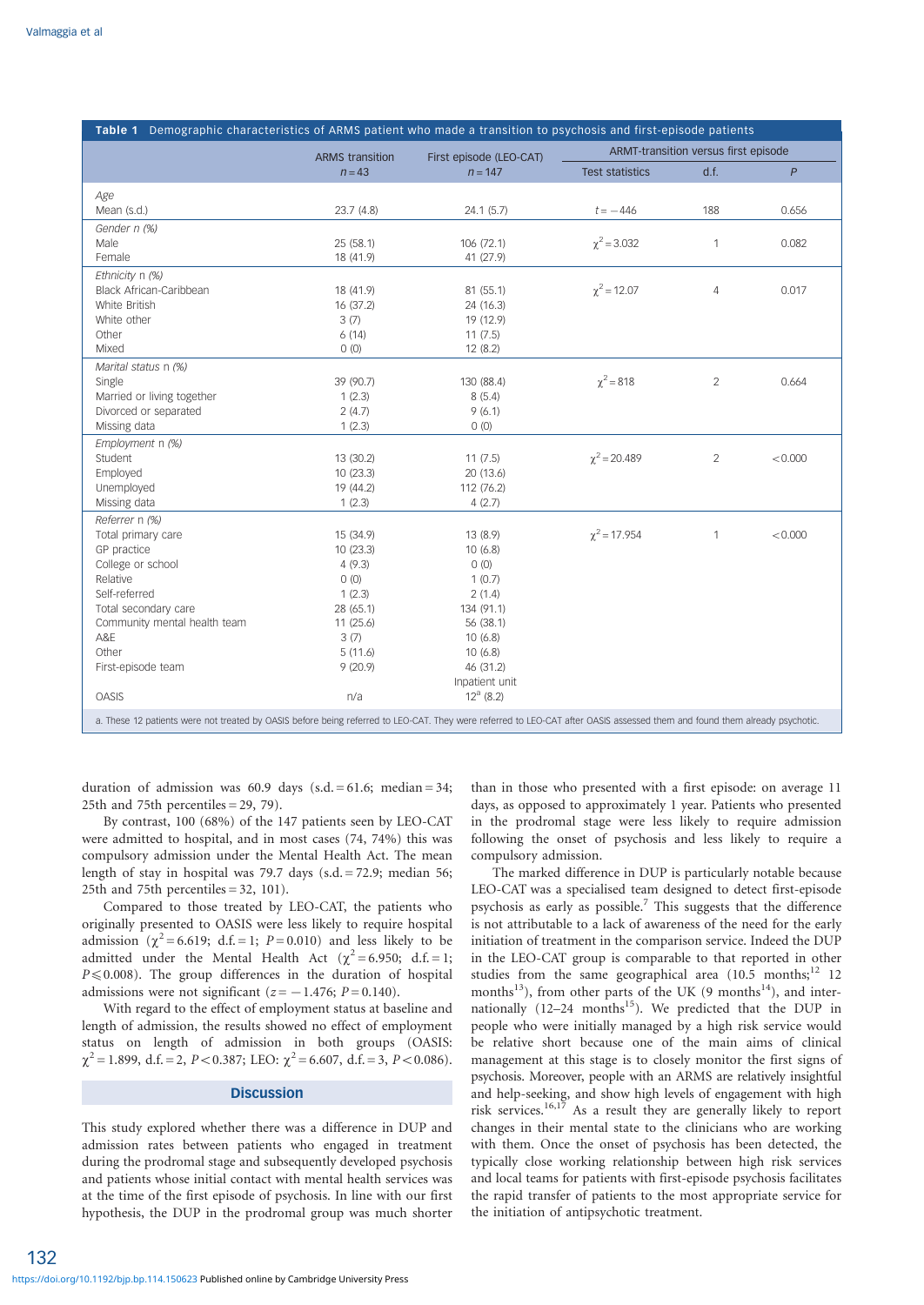**Table 1** Demographic characteristics of ARMS patient who made a transition to psychosis and first-episode patients

| | ARMS transition | First episode (LEO-CAT) | ARMT-transition versus first episode | | |
|---|---|---|---|---|---|
| | $n = 43$ | $n = 147$ | Test statistics | d.f. | *P* |
| *Age* | | | | | |
| Mean (s.d.) | 23.7 (4.8) | 24.1 (5.7) | $t = -446$ | 188 | 0.656 |
| *Gender n (%)* | | | | | |
| Male | 25 (58.1) | 106 (72.1) | $\chi^2 = 3.032$ | 1 | 0.082 |
| Female | 18 (41.9) | 41 (27.9) | | | |
| *Ethnicity n (%)* | | | | | |
| Black African-Caribbean | 18 (41.9) | 81 (55.1) | $\chi^2 = 12.07$ | 4 | 0.017 |
| White British | 16 (37.2) | 24 (16.3) | | | |
| White other | 3 (7) | 19 (12.9) | | | |
| Other | 6 (14) | 11 (7.5) | | | |
| Mixed | 0 (0) | 12 (8.2) | | | |
| *Marital status n (%)* | | | | | |
| Single | 39 (90.7) | 130 (88.4) | $\chi^2 = 818$ | 2 | 0.664 |
| Married or living together | 1 (2.3) | 8 (5.4) | | | |
| Divorced or separated | 2 (4.7) | 9 (6.1) | | | |
| Missing data | 1 (2.3) | 0 (0) | | | |
| *Employment n (%)* | | | | | |
| Student | 13 (30.2) | 11 (7.5) | $\chi^2 = 20.489$ | 2 | $<0.000$ |
| Employed | 10 (23.3) | 20 (13.6) | | | |
| Unemployed | 19 (44.2) | 112 (76.2) | | | |
| Missing data | 1 (2.3) | 4 (2.7) | | | |
| *Referrer n (%)* | | | | | |
| Total primary care | 15 (34.9) | 13 (8.9) | $\chi^2 = 17.954$ | 1 | $<0.000$ |
| GP practice | 10 (23.3) | 10 (6.8) | | | |
| College or school | 4 (9.3) | 0 (0) | | | |
| Relative | 0 (0) | 1 (0.7) | | | |
| Self-referred | 1 (2.3) | 2 (1.4) | | | |
| Total secondary care | 28 (65.1) | 134 (91.1) | | | |
| Community mental health team | 11 (25.6) | 56 (38.1) | | | |
| A&E | 3 (7) | 10 (6.8) | | | |
| Other | 5 (11.6) | 10 (6.8) | | | |
| First-episode team | 9 (20.9) | 46 (31.2) | | | |
| | | Inpatient unit | | | |
| OASIS | n/a | 12[a] (8.2) | | | |

a. These 12 patients were not treated by OASIS before being referred to LEO-CAT. They were referred to LEO-CAT after OASIS assessed them and found them already psychotic.

duration of admission was 60.9 days (s.d. = 61.6; median = 34; 25th and 75th percentiles = 29, 79).

By contrast, 100 (68%) of the 147 patients seen by LEO-CAT were admitted to hospital, and in most cases (74, 74%) this was compulsory admission under the Mental Health Act. The mean length of stay in hospital was 79.7 days (s.d. = 72.9; median 56; 25th and 75th percentiles = 32, 101).

Compared to those treated by LEO-CAT, the patients who originally presented to OASIS were less likely to require hospital admission ($\chi^2 = 6.619$; d.f. = 1; $P = 0.010$) and less likely to be admitted under the Mental Health Act ($\chi^2 = 6.950$; d.f. = 1; $P \leqslant 0.008$). The group differences in the duration of hospital admissions were not significant ($z = -1.476$; $P = 0.140$).

With regard to the effect of employment status at baseline and length of admission, the results showed no effect of employment status on length of admission in both groups (OASIS: $\chi^2 = 1.899$, d.f. = 2, $P < 0.387$; LEO: $\chi^2 = 6.607$, d.f. = 3, $P < 0.086$).

## Discussion

This study explored whether there was a difference in DUP and admission rates between patients who engaged in treatment during the prodromal stage and subsequently developed psychosis and patients whose initial contact with mental health services was at the time of the first episode of psychosis. In line with our first hypothesis, the DUP in the prodromal group was much shorter than in those who presented with a first episode: on average 11 days, as opposed to approximately 1 year. Patients who presented in the prodromal stage were less likely to require admission following the onset of psychosis and less likely to require a compulsory admission.

The marked difference in DUP is particularly notable because LEO-CAT was a specialised team designed to detect first-episode psychosis as early as possible.[7] This suggests that the difference is not attributable to a lack of awareness of the need for the early initiation of treatment in the comparison service. Indeed the DUP in the LEO-CAT group is comparable to that reported in other studies from the same geographical area (10.5 months;[12] 12 months[13]), from other parts of the UK (9 months[14]), and internationally (12–24 months[15]). We predicted that the DUP in people who were initially managed by a high risk service would be relative short because one of the main aims of clinical management at this stage is to closely monitor the first signs of psychosis. Moreover, people with an ARMS are relatively insightful and help-seeking, and show high levels of engagement with high risk services.[16,17] As a result they are generally likely to report changes in their mental state to the clinicians who are working with them. Once the onset of psychosis has been detected, the typically close working relationship between high risk services and local teams for patients with first-episode psychosis facilitates the rapid transfer of patients to the most appropriate service for the initiation of antipsychotic treatment.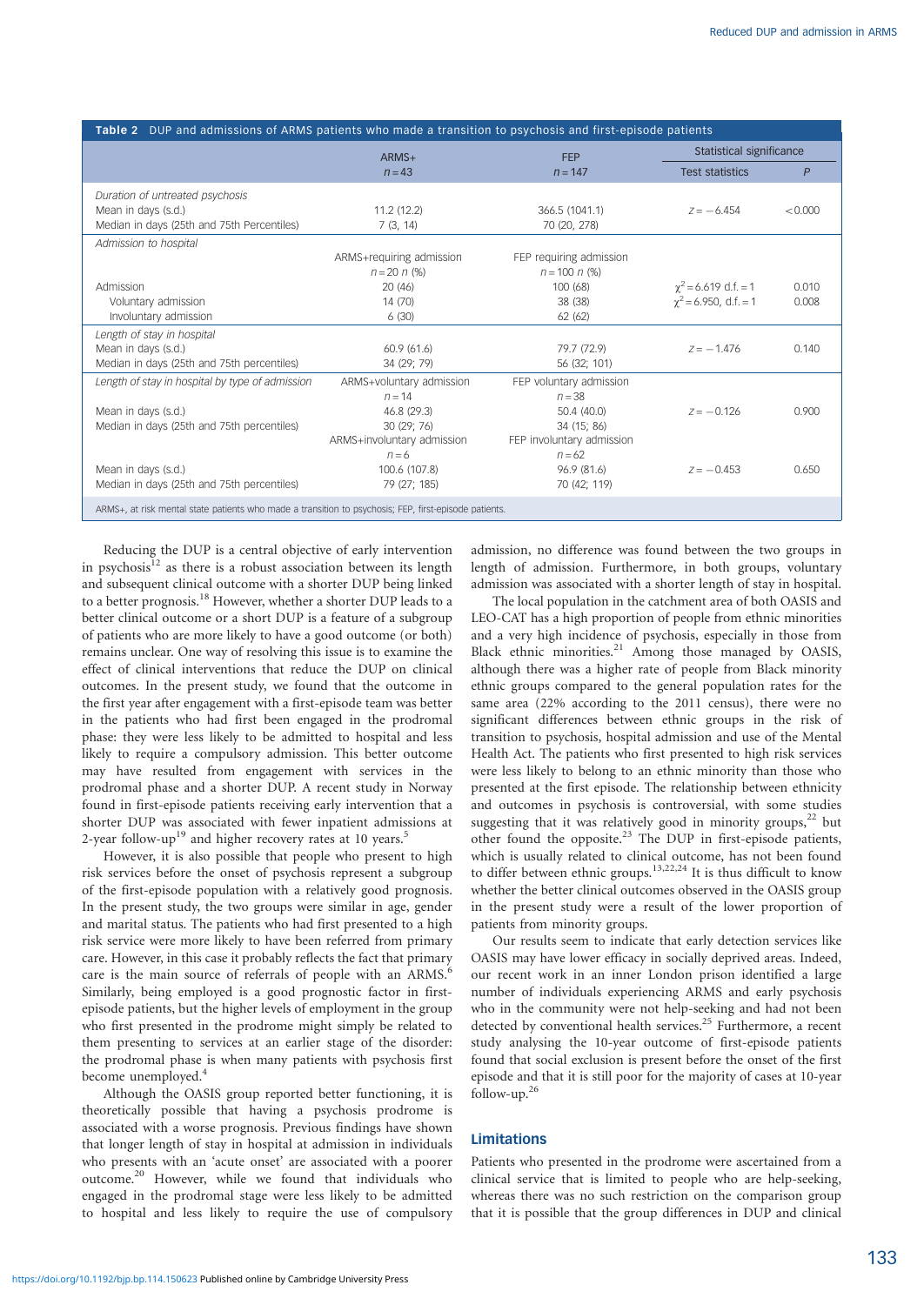**Table 2** DUP and admissions of ARMS patients who made a transition to psychosis and first-episode patients

| | ARMS+ $n = 43$ | FEP $n = 147$ | Statistical significance: Test statistics | Statistical significance: $P$ |
|---|---|---|---|---|
| *Duration of untreated psychosis* | | | | |
| Mean in days (s.d.) | 11.2 (12.2) | 366.5 (1041.1) | $z = -6.454$ | <0.000 |
| Median in days (25th and 75th Percentiles) | 7 (3, 14) | 70 (20, 278) | | |
| *Admission to hospital* | ARMS+requiring admission $n = 20$ $n$ (%) | FEP requiring admission $n = 100$ $n$ (%) | | |
| Admission | 20 (46) | 100 (68) | $\chi^2 = 6.619$ d.f. = 1 | 0.010 |
| Voluntary admission | 14 (70) | 38 (38) | $\chi^2 = 6.950$, d.f. = 1 | 0.008 |
| Involuntary admission | 6 (30) | 62 (62) | | |
| *Length of stay in hospital* | | | | |
| Mean in days (s.d.) | 60.9 (61.6) | 79.7 (72.9) | $z = -1.476$ | 0.140 |
| Median in days (25th and 75th percentiles) | 34 (29; 79) | 56 (32; 101) | | |
| *Length of stay in hospital by type of admission* | ARMS+voluntary admission $n = 14$ | FEP voluntary admission $n = 38$ | | |
| Mean in days (s.d.) | 46.8 (29.3) | 50.4 (40.0) | $z = -0.126$ | 0.900 |
| Median in days (25th and 75th percentiles) | 30 (29; 76) | 34 (15; 86) | | |
| | ARMS+involuntary admission $n = 6$ | FEP involuntary admission $n = 62$ | | |
| Mean in days (s.d.) | 100.6 (107.8) | 96.9 (81.6) | $z = -0.453$ | 0.650 |
| Median in days (25th and 75th percentiles) | 79 (27; 185) | 70 (42; 119) | | |

ARMS+, at risk mental state patients who made a transition to psychosis; FEP, first-episode patients.

Reducing the DUP is a central objective of early intervention in psychosis[12] as there is a robust association between its length and subsequent clinical outcome with a shorter DUP being linked to a better prognosis.[18] However, whether a shorter DUP leads to a better clinical outcome or a short DUP is a feature of a subgroup of patients who are more likely to have a good outcome (or both) remains unclear. One way of resolving this issue is to examine the effect of clinical interventions that reduce the DUP on clinical outcomes. In the present study, we found that the outcome in the first year after engagement with a first-episode team was better in the patients who had first been engaged in the prodromal phase: they were less likely to be admitted to hospital and less likely to require a compulsory admission. This better outcome may have resulted from engagement with services in the prodromal phase and a shorter DUP. A recent study in Norway found in first-episode patients receiving early intervention that a shorter DUP was associated with fewer inpatient admissions at 2-year follow-up[19] and higher recovery rates at 10 years.[5]

However, it is also possible that people who present to high risk services before the onset of psychosis represent a subgroup of the first-episode population with a relatively good prognosis. In the present study, the two groups were similar in age, gender and marital status. The patients who had first presented to a high risk service were more likely to have been referred from primary care. However, in this case it probably reflects the fact that primary care is the main source of referrals of people with an ARMS.[6] Similarly, being employed is a good prognostic factor in first-episode patients, but the higher levels of employment in the group who first presented in the prodrome might simply be related to them presenting to services at an earlier stage of the disorder: the prodromal phase is when many patients with psychosis first become unemployed.[4]

Although the OASIS group reported better functioning, it is theoretically possible that having a psychosis prodrome is associated with a worse prognosis. Previous findings have shown that longer length of stay in hospital at admission in individuals who presents with an 'acute onset' are associated with a poorer outcome.[20] However, while we found that individuals who engaged in the prodromal stage were less likely to be admitted to hospital and less likely to require the use of compulsory admission, no difference was found between the two groups in length of admission. Furthermore, in both groups, voluntary admission was associated with a shorter length of stay in hospital.

The local population in the catchment area of both OASIS and LEO-CAT has a high proportion of people from ethnic minorities and a very high incidence of psychosis, especially in those from Black ethnic minorities.[21] Among those managed by OASIS, although there was a higher rate of people from Black minority ethnic groups compared to the general population rates for the same area (22% according to the 2011 census), there were no significant differences between ethnic groups in the risk of transition to psychosis, hospital admission and use of the Mental Health Act. The patients who first presented to high risk services were less likely to belong to an ethnic minority than those who presented at the first episode. The relationship between ethnicity and outcomes in psychosis is controversial, with some studies suggesting that it was relatively good in minority groups,[22] but other found the opposite.[23] The DUP in first-episode patients, which is usually related to clinical outcome, has not been found to differ between ethnic groups.[13,22,24] It is thus difficult to know whether the better clinical outcomes observed in the OASIS group in the present study were a result of the lower proportion of patients from minority groups.

Our results seem to indicate that early detection services like OASIS may have lower efficacy in socially deprived areas. Indeed, our recent work in an inner London prison identified a large number of individuals experiencing ARMS and early psychosis who in the community were not help-seeking and had not been detected by conventional health services.[25] Furthermore, a recent study analysing the 10-year outcome of first-episode patients found that social exclusion is present before the onset of the first episode and that it is still poor for the majority of cases at 10-year follow-up.[26]

## Limitations

Patients who presented in the prodrome were ascertained from a clinical service that is limited to people who are help-seeking, whereas there was no such restriction on the comparison group that it is possible that the group differences in DUP and clinical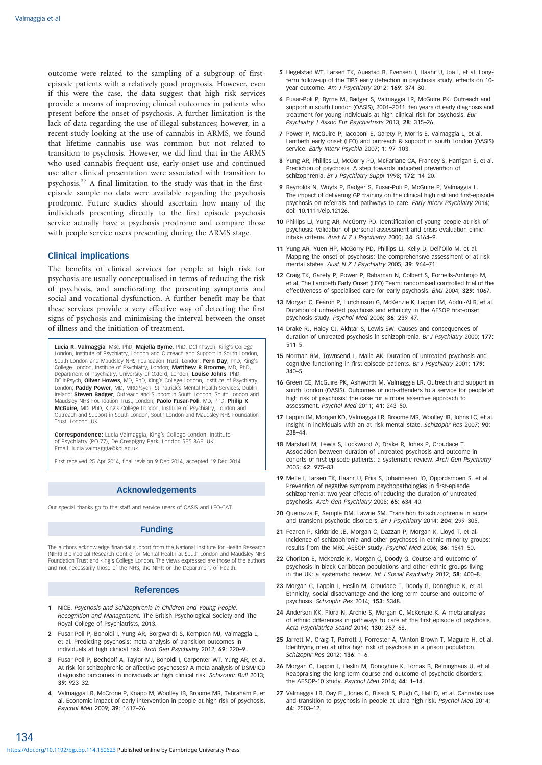outcome were related to the sampling of a subgroup of first-episode patients with a relatively good prognosis. However, even if this were the case, the data suggest that high risk services provide a means of improving clinical outcomes in patients who present before the onset of psychosis. A further limitation is the lack of data regarding the use of illegal substances; however, in a recent study looking at the use of cannabis in ARMS, we found that lifetime cannabis use was common but not related to transition to psychosis. However, we did find that in the ARMS who used cannabis frequent use, early-onset use and continued use after clinical presentation were associated with transition to psychosis.[27] A final limitation to the study was that in the first-episode sample no data were available regarding the psychosis prodrome. Future studies should ascertain how many of the individuals presenting directly to the first episode psychosis service actually have a psychosis prodrome and compare those with people service users presenting during the ARMS stage.

## Clinical implications

The benefits of clinical services for people at high risk for psychosis are usually conceptualised in terms of reducing the risk of psychosis, and ameliorating the presenting symptoms and social and vocational dysfunction. A further benefit may be that these services provide a very effective way of detecting the first signs of psychosis and minimising the interval between the onset of illness and the initiation of treatment.

**Lucia R. Valmaggia**, MSc, PhD, **Majella Byrne**, PhD, DClinPsych, King's College London, Institute of Psychiatry, London and Outreach and Support in South London, South London and Maudsley NHS Foundation Trust, London; **Fern Day**, PhD, King's College London, Institute of Psychiatry, London; **Matthew R Broome**, MD, PhD, Department of Psychiatry, University of Oxford, London; **Louise Johns**, PhD, DClinPsych, **Oliver Howes**, MD, PhD, King's College London, Institute of Psychiatry, London; **Paddy Power**, MD, MRCPsych, St Patrick's Mental Health Services, Dublin, Ireland; **Steven Badger**, Outreach and Support in South London, South London and Maudsley NHS Foundation Trust, London; **Paolo Fusar-Poli**, MD, PhD, **Philip K McGuire**, MD, PhD, King's College London, Institute of Psychiatry, London and Outreach and Support in South London, South London and Maudsley NHS Foundation Trust, London, UK

**Correspondence**: Lucia Valmaggia, King's College London, Institute of Psychiatry (PO 77), De Crespigny Park, London SE5 8AF, UK. Email: lucia.valmaggia@kcl.ac.uk

First received 25 Apr 2014, final revision 9 Dec 2014, accepted 19 Dec 2014

## Acknowledgements

Our special thanks go to the staff and service users of OASIS and LEO-CAT.

## Funding

The authors acknowledge financial support from the National Institute for Health Research (NIHR) Biomedical Research Centre for Mental Health at South London and Maudsley NHS Foundation Trust and King's College London. The views expressed are those of the authors and not necessarily those of the NHS, the NIHR or the Department of Health.

## References

1. NICE. *Psychosis and Schizophrenia in Children and Young People. Recognition and Management.* The British Psychological Society and The Royal College of Psychiatrists, 2013.
2. Fusar-Poli P, Bonoldi I, Yung AR, Borgwardt S, Kempton MJ, Valmaggia L, et al. Predicting psychosis: meta-analysis of transition outcomes in individuals at high clinical risk. *Arch Gen Psychiatry* 2012; **69**: 220–9.
3. Fusar-Poli P, Bechdolf A, Taylor MJ, Bonoldi I, Carpenter WT, Yung AR, et al. At risk for schizophrenic or affective psychoses? A meta-analysis of DSM/ICD diagnostic outcomes in individuals at high clinical risk. *Schizophr Bull* 2013; **39**: 923–32.
4. Valmaggia LR, McCrone P, Knapp M, Woolley JB, Broome MR, Tabraham P, et al. Economic impact of early intervention in people at high risk of psychosis. *Psychol Med* 2009; **39**: 1617–26.
5. Hegelstad WT, Larsen TK, Auestad B, Evensen J, Haahr U, Joa I, et al. Long-term follow-up of the TIPS early detection in psychosis study: effects on 10-year outcome. *Am J Psychiatry* 2012; **169**: 374–80.
6. Fusar-Poli P, Byrne M, Badger S, Valmaggia LR, McGuire PK. Outreach and support in south London (OASIS), 2001–2011: ten years of early diagnosis and treatment for young individuals at high clinical risk for psychosis. *Eur Psychiatry J Assoc Eur Psychiatrists* 2013; **28**: 315–26.
7. Power P, McGuire P, Iacoponi E, Garety P, Morris E, Valmaggia L, et al. Lambeth early onset (LEO) and outreach & support in south London (OASIS) service. *Early Interv Psychia* 2007; **1**: 97–103.
8. Yung AR, Phillips LJ, McGorry PD, McFarlane CA, Francey S, Harrigan S, et al. Prediction of psychosis. A step towards indicated prevention of schizophrenia. *Br J Psychiatry Suppl* 1998; **172**: 14–20.
9. Reynolds N, Wuyts P, Badger S, Fusar-Poli P, McGuire P, Valmaggia L. The impact of delivering GP training on the clinical high risk and first-episode psychosis on referrals and pathways to care. *Early Interv Psychiatry* 2014; doi: 10.1111/eip.12126.
10. Phillips LJ, Yung AR, McGorry PD. Identification of young people at risk of psychosis: validation of personal assessment and crisis evaluation clinic intake criteria. *Aust N Z J Psychiatry* 2000; **34**: S164–9.
11. Yung AR, Yuen HP, McGorry PD, Phillips LJ, Kelly D, Dell'Olio M, et al. Mapping the onset of psychosis: the comprehensive assessment of at-risk mental states. *Aust N Z J Psychiatry* 2005; **39**: 964–71.
12. Craig TK, Garety P, Power P, Rahaman N, Colbert S, Fornells-Ambrojo M, et al. The Lambeth Early Onset (LEO) Team: randomised controlled trial of the effectiveness of specialised care for early psychosis. *BMJ* 2004; **329**: 1067.
13. Morgan C, Fearon P, Hutchinson G, McKenzie K, Lappin JM, Abdul-Al R, et al. Duration of untreated psychosis and ethnicity in the AESOP first-onset psychosis study. *Psychol Med* 2006; **36**: 239–47.
14. Drake RJ, Haley CJ, Akhtar S, Lewis SW. Causes and consequences of duration of untreated psychosis in schizophrenia. *Br J Psychiatry* 2000; **177**: 511–5.
15. Norman RM, Townsend L, Malla AK. Duration of untreated psychosis and cognitive functioning in first-episode patients. *Br J Psychiatry* 2001; **179**: 340–5.
16. Green CE, McGuire PK, Ashworth M, Valmaggia LR. Outreach and support in south London (OASIS). Outcomes of non-attenders to a service for people at high risk of psychosis: the case for a more assertive approach to assessment. *Psychol Med* 2011; **41**: 243–50.
17. Lappin JM, Morgan KD, Valmaggia LR, Broome MR, Woolley JB, Johns LC, et al. Insight in individuals with an at risk mental state. *Schizophr Res* 2007; **90**: 238–44.
18. Marshall M, Lewis S, Lockwood A, Drake R, Jones P, Croudace T. Association between duration of untreated psychosis and outcome in cohorts of first-episode patients: a systematic review. *Arch Gen Psychiatry* 2005; **62**: 975–83.
19. Melle I, Larsen TK, Haahr U, Friis S, Johannesen JO, Opjordsmoen S, et al. Prevention of negative symptom psychopathologies in first-episode schizophrenia: two-year effects of reducing the duration of untreated psychosis. *Arch Gen Psychiatry* 2008; **65**: 634–40.
20. Queirazza F, Semple DM, Lawrie SM. Transition to schizophrenia in acute and transient psychotic disorders. *Br J Psychiatry* 2014; **204**: 299–305.
21. Fearon P, Kirkbride JB, Morgan C, Dazzan P, Morgan K, Lloyd T, et al. Incidence of schizophrenia and other psychoses in ethnic minority groups: results from the MRC AESOP study. *Psychol Med* 2006; **36**: 1541–50.
22. Chorlton E, McKenzie K, Morgan C, Doody G. Course and outcome of psychosis in black Caribbean populations and other ethnic groups living in the UK: a systematic review. *Int J Social Psychiatry* 2012; **58**: 400–8.
23. Morgan C, Lappin J, Heslin M, Croudace T, Doody G, Donoghue K, et al. Ethnicity, social disadvantage and the long-term course and outcome of psychosis. *Schzophr Res* 2014; **153**: S348.
24. Anderson KK, Flora N, Archie S, Morgan C, McKenzie K. A meta-analysis of ethnic differences in pathways to care at the first episode of psychosis. *Acta Psychiatrica Scand* 2014; **130**: 257–68.
25. Jarrett M, Craig T, Parrott J, Forrester A, Winton-Brown T, Maguire H, et al. Identifying men at ultra high risk of psychosis in a prison population. *Schizophr Res* 2012; **136**: 1–6.
26. Morgan C, Lappin J, Heslin M, Donoghue K, Lomas B, Reininghaus U, et al. Reappraising the long-term course and outcome of psychotic disorders: the AESOP-10 study. *Psychol Med* 2014; **44**: 1–14.
27. Valmaggia LR, Day FL, Jones C, Bissoli S, Pugh C, Hall D, et al. Cannabis use and transition to psychosis in people at ultra-high risk. *Psychol Med* 2014; **44**: 2503–12.